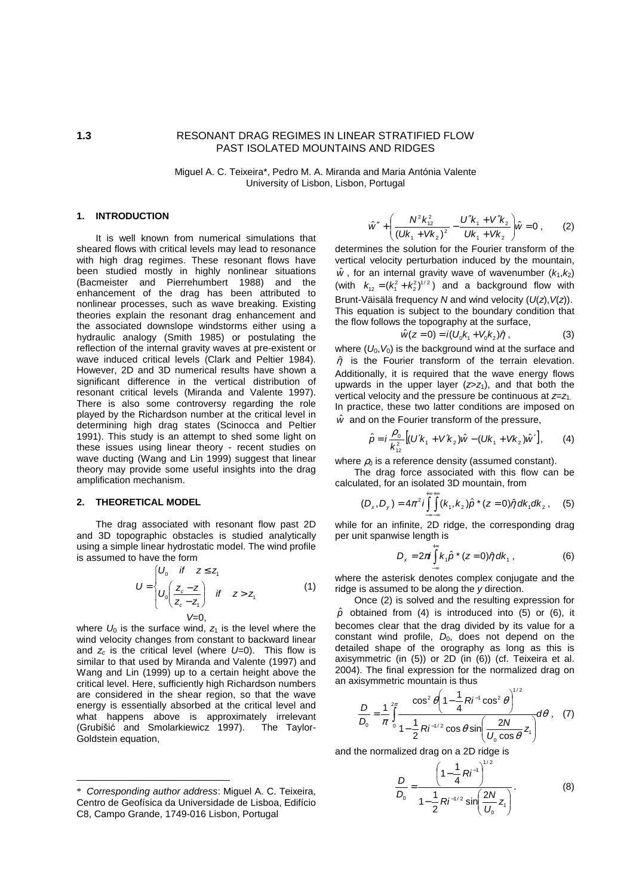# 1.3 RESONANT DRAG REGIMES IN LINEAR STRATIFIED FLOW PAST ISOLATED MOUNTAINS AND RIDGES

Miguel A. C. Teixeira*, Pedro M. A. Miranda and Maria Antónia Valente
University of Lisbon, Lisbon, Portugal

## 1. INTRODUCTION

It is well known from numerical simulations that sheared flows with critical levels may lead to resonance with high drag regimes. These resonant flows have been studied mostly in highly nonlinear situations (Bacmeister and Pierrehumbert 1988) and the enhancement of the drag has been attributed to nonlinear processes, such as wave breaking. Existing theories explain the resonant drag enhancement and the associated downslope windstorms either using a hydraulic analogy (Smith 1985) or postulating the reflection of the internal gravity waves at pre-existent or wave induced critical levels (Clark and Peltier 1984). However, 2D and 3D numerical results have shown a significant difference in the vertical distribution of resonant critical levels (Miranda and Valente 1997). There is also some controversy regarding the role played by the Richardson number at the critical level in determining high drag states (Scinocca and Peltier 1991). This study is an attempt to shed some light on these issues using linear theory - recent studies on wave ducting (Wang and Lin 1999) suggest that linear theory may provide some useful insights into the drag amplification mechanism.

## 2. THEORETICAL MODEL

The drag associated with resonant flow past 2D and 3D topographic obstacles is studied analytically using a simple linear hydrostatic model. The wind profile is assumed to have the form

$$U = \begin{cases} U_0 & if \quad z \leq z_1 \\ U_0\left(\dfrac{z_c - z}{z_c - z_1}\right) & if \quad z > z_1 \end{cases} \qquad (1)$$

$$V = 0,$$

where $U_0$ is the surface wind, $z_1$ is the level where the wind velocity changes from constant to backward linear and $z_c$ is the critical level (where $U$=0). This flow is similar to that used by Miranda and Valente (1997) and Wang and Lin (1999) up to a certain height above the critical level. Here, sufficiently high Richardson numbers are considered in the shear region, so that the wave energy is essentially absorbed at the critical level and what happens above is approximately irrelevant (Grubišić and Smolarkiewicz 1997). The Taylor-Goldstein equation,

$$\hat{w}'' + \left(\frac{N^2 k_{12}^2}{(Uk_1 + Vk_2)^2} - \frac{U''k_1 + V''k_2}{Uk_1 + Vk_2}\right)\hat{w} = 0\,, \qquad (2)$$

determines the solution for the Fourier transform of the vertical velocity perturbation induced by the mountain, $\hat{w}$, for an internal gravity wave of wavenumber ($k_1$,$k_2$) (with $k_{12} = (k_1^2 + k_2^2)^{1/2}$) and a background flow with Brunt-Väisälä frequency $N$ and wind velocity ($U(z)$,$V(z)$). This equation is subject to the boundary condition that the flow follows the topography at the surface,

$$\hat{w}(z=0) = i(U_0 k_1 + V_0 k_2)\hat{\eta}\,, \qquad (3)$$

where ($U_0$,$V_0$) is the background wind at the surface and $\hat{\eta}$ is the Fourier transform of the terrain elevation. Additionally, it is required that the wave energy flows upwards in the upper layer ($z>z_1$), and that both the vertical velocity and the pressure be continuous at $z=z_1$. In practice, these two latter conditions are imposed on $\hat{w}$ and on the Fourier transform of the pressure,

$$\hat{p} = i\frac{\rho_0}{k_{12}^2}\left[(U'k_1 + V'k_2)\hat{w} - (Uk_1 + Vk_2)\hat{w}'\right], \qquad (4)$$

where $\rho_0$ is a reference density (assumed constant).

The drag force associated with this flow can be calculated, for an isolated 3D mountain, from

$$(D_x, D_y) = 4\pi^2 i \int_{-\infty}^{+\infty}\int_{-\infty}^{+\infty} (k_1, k_2)\hat{p}^*(z=0)\hat{\eta}\, dk_1 dk_2\,, \qquad (5)$$

while for an infinite, 2D ridge, the corresponding drag per unit spanwise length is

$$D_x = 2\pi i \int_{-\infty}^{+\infty} k_1 \hat{p}^*(z=0)\hat{\eta}\, dk_1\,, \qquad (6)$$

where the asterisk denotes complex conjugate and the ridge is assumed to be along the $y$ direction.

Once (2) is solved and the resulting expression for $\hat{p}$ obtained from (4) is introduced into (5) or (6), it becomes clear that the drag divided by its value for a constant wind profile, $D_0$, does not depend on the detailed shape of the orography as long as this is axisymmetric (in (5)) or 2D (in (6)) (cf. Teixeira et al. 2004). The final expression for the normalized drag on an axisymmetric mountain is thus

$$\frac{D}{D_0} = \frac{1}{\pi}\int_0^{2\pi} \frac{\cos^2\theta\left(1 - \frac{1}{4}Ri^{-1}\cos^2\theta\right)^{1/2}}{1 - \frac{1}{2}Ri^{-1/2}\cos\theta\sin\left(\frac{2N}{U_0\cos\theta}z_1\right)}\,d\theta\,, \qquad (7)$$

and the normalized drag on a 2D ridge is

$$\frac{D}{D_0} = \frac{\left(1 - \frac{1}{4}Ri^{-1}\right)^{1/2}}{1 - \frac{1}{2}Ri^{-1/2}\sin\left(\frac{2N}{U_0}z_1\right)}. \qquad (8)$$

---

\* *Corresponding author address*: Miguel A. C. Teixeira, Centro de Geofísica da Universidade de Lisboa, Edifício C8, Campo Grande, 1749-016 Lisbon, Portugal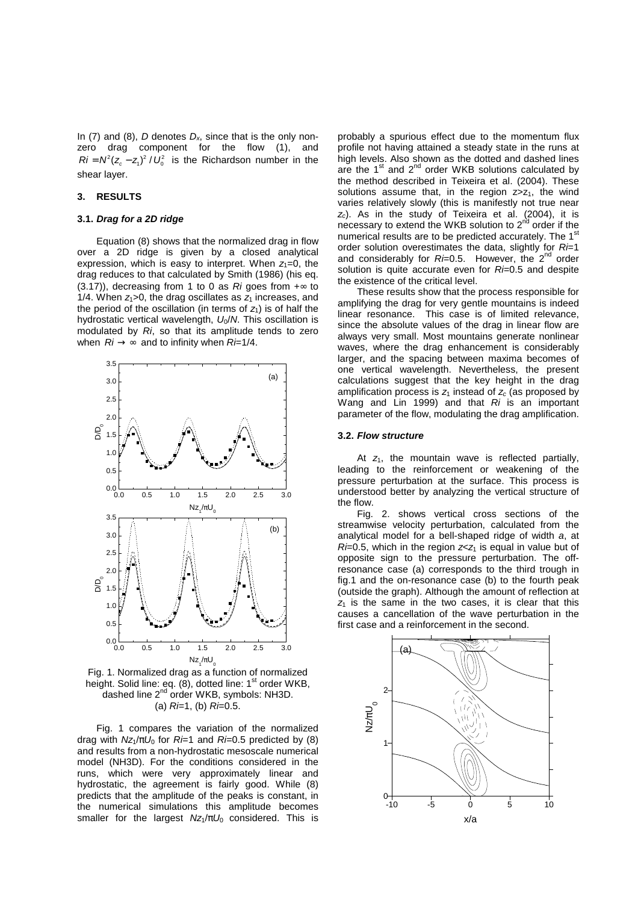In (7) and (8), $D$ denotes $D_x$, since that is the only non-zero drag component for the flow (1), and $Ri = N^2(z_c - z_1)^2/U_0^2$ is the Richardson number in the shear layer.

## 3. RESULTS

### 3.1. *Drag for a 2D ridge*

Equation (8) shows that the normalized drag in flow over a 2D ridge is given by a closed analytical expression, which is easy to interpret. When $z_1$=0, the drag reduces to that calculated by Smith (1986) (his eq. (3.17)), decreasing from 1 to 0 as $Ri$ goes from $+\infty$ to 1/4. When $z_1$>0, the drag oscillates as $z_1$ increases, and the period of the oscillation (in terms of $z_1$) is of half the hydrostatic vertical wavelength, $U_0/N$. This oscillation is modulated by $Ri$, so that its amplitude tends to zero when $Ri \rightarrow \infty$ and to infinity when $Ri$=1/4.

Fig. 1. Normalized drag as a function of normalized height. Solid line: eq. (8), dotted line: 1st order WKB, dashed line 2nd order WKB, symbols: NH3D. (a) $Ri$=1, (b) $Ri$=0.5.

Fig. 1 compares the variation of the normalized drag with $Nz_1/\pi U_0$ for $Ri$=1 and $Ri$=0.5 predicted by (8) and results from a non-hydrostatic mesoscale numerical model (NH3D). For the conditions considered in the runs, which were very approximately linear and hydrostatic, the agreement is fairly good. While (8) predicts that the amplitude of the peaks is constant, in the numerical simulations this amplitude becomes smaller for the largest $Nz_1/\pi U_0$ considered. This is probably a spurious effect due to the momentum flux profile not having attained a steady state in the runs at high levels. Also shown as the dotted and dashed lines are the 1st and 2nd order WKB solutions calculated by the method described in Teixeira et al. (2004). These solutions assume that, in the region $z$>$z_1$, the wind varies relatively slowly (this is manifestly not true near $z_c$). As in the study of Teixeira et al. (2004), it is necessary to extend the WKB solution to 2nd order if the numerical results are to be predicted accurately. The 1st order solution overestimates the data, slightly for $Ri$=1 and considerably for $Ri$=0.5. However, the 2nd order solution is quite accurate even for $Ri$=0.5 and despite the existence of the critical level.

These results show that the process responsible for amplifying the drag for very gentle mountains is indeed linear resonance. This case is of limited relevance, since the absolute values of the drag in linear flow are always very small. Most mountains generate nonlinear waves, where the drag enhancement is considerably larger, and the spacing between maxima becomes of one vertical wavelength. Nevertheless, the present calculations suggest that the key height in the drag amplification process is $z_1$ instead of $z_c$ (as proposed by Wang and Lin 1999) and that $Ri$ is an important parameter of the flow, modulating the drag amplification.

### 3.2. *Flow structure*

At $z_1$, the mountain wave is reflected partially, leading to the reinforcement or weakening of the pressure perturbation at the surface. This process is understood better by analyzing the vertical structure of the flow.

Fig. 2. shows vertical cross sections of the streamwise velocity perturbation, calculated from the analytical model for a bell-shaped ridge of width $a$, at $Ri$=0.5, which in the region $z$<$z_1$ is equal in value but of opposite sign to the pressure perturbation. The off-resonance case (a) corresponds to the third trough in fig.1 and the on-resonance case (b) to the fourth peak (outside the graph). Although the amount of reflection at $z_1$ is the same in the two cases, it is clear that this causes a cancellation of the wave perturbation in the first case and a reinforcement in the second.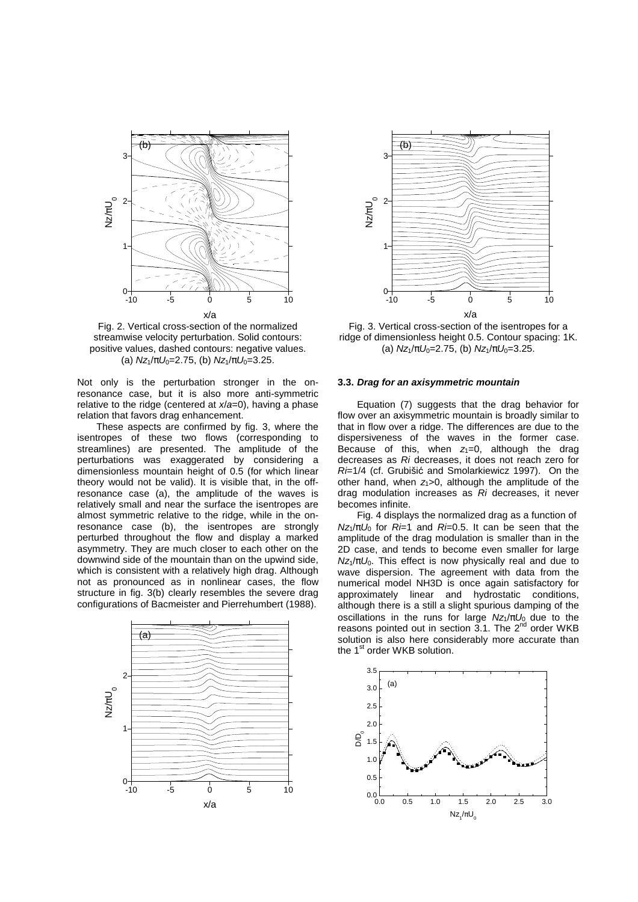Fig. 2. Vertical cross-section of the normalized streamwise velocity perturbation. Solid contours: positive values, dashed contours: negative values. (a) $Nz_1/\pi U_0$=2.75, (b) $Nz_1/\pi U_0$=3.25.

Fig. 3. Vertical cross-section of the isentropes for a ridge of dimensionless height 0.5. Contour spacing: 1K. (a) $Nz_1/\pi U_0$=2.75, (b) $Nz_1/\pi U_0$=3.25.

Not only is the perturbation stronger in the on-resonance case, but it is also more anti-symmetric relative to the ridge (centered at $x/a$=0), having a phase relation that favors drag enhancement.

These aspects are confirmed by fig. 3, where the isentropes of these two flows (corresponding to streamlines) are presented. The amplitude of the perturbations was exaggerated by considering a dimensionless mountain height of 0.5 (for which linear theory would not be valid). It is visible that, in the off-resonance case (a), the amplitude of the waves is relatively small and near the surface the isentropes are almost symmetric relative to the ridge, while in the on-resonance case (b), the isentropes are strongly perturbed throughout the flow and display a marked asymmetry. They are much closer to each other on the downwind side of the mountain than on the upwind side, which is consistent with a relatively high drag. Although not as pronounced as in nonlinear cases, the flow structure in fig. 3(b) clearly resembles the severe drag configurations of Bacmeister and Pierrehumbert (1988).

### 3.3. *Drag for an axisymmetric mountain*

Equation (7) suggests that the drag behavior for flow over an axisymmetric mountain is broadly similar to that in flow over a ridge. The differences are due to the dispersiveness of the waves in the former case. Because of this, when $z_1$=0, although the drag decreases as $Ri$ decreases, it does not reach zero for $Ri$=1/4 (cf. Grubišić and Smolarkiewicz 1997). On the other hand, when $z_1$>0, although the amplitude of the drag modulation increases as $Ri$ decreases, it never becomes infinite.

Fig. 4 displays the normalized drag as a function of $Nz_1/\pi U_0$ for $Ri$=1 and $Ri$=0.5. It can be seen that the amplitude of the drag modulation is smaller than in the 2D case, and tends to become even smaller for large $Nz_1/\pi U_0$. This effect is now physically real and due to wave dispersion. The agreement with data from the numerical model NH3D is once again satisfactory for approximately linear and hydrostatic conditions, although there is a still a slight spurious damping of the oscillations in the runs for large $Nz_1/\pi U_0$ due to the reasons pointed out in section 3.1. The 2[nd] order WKB solution is also here considerably more accurate than the 1[st] order WKB solution.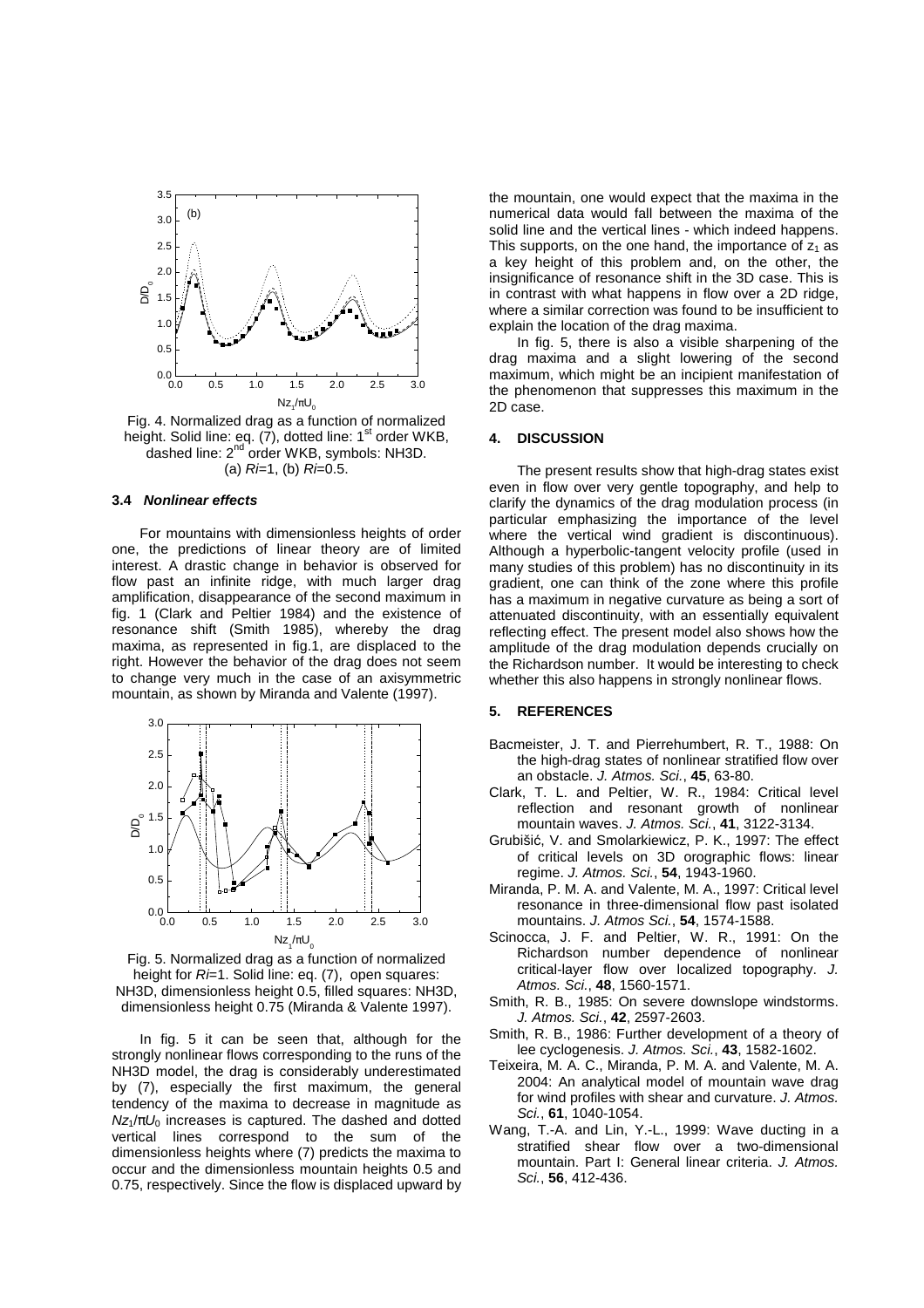3.5
3.0
(b)
2.5
2.0
$D/D_0$
1.5
1.0
0.5
0.0
0.0 0.5 1.0 1.5 2.0 2.5 3.0
$Nz_1/\pi U_0$

Fig. 4. Normalized drag as a function of normalized height. Solid line: eq. (7), dotted line: 1st order WKB, dashed line: 2nd order WKB, symbols: NH3D. (a) *Ri*=1, (b) *Ri*=0.5.

### 3.4 *Nonlinear effects*

For mountains with dimensionless heights of order one, the predictions of linear theory are of limited interest. A drastic change in behavior is observed for flow past an infinite ridge, with much larger drag amplification, disappearance of the second maximum in fig. 1 (Clark and Peltier 1984) and the existence of resonance shift (Smith 1985), whereby the drag maxima, as represented in fig.1, are displaced to the right. However the behavior of the drag does not seem to change very much in the case of an axisymmetric mountain, as shown by Miranda and Valente (1997).

3.0
2.5
2.0
$D/D_0$
1.5
1.0
0.5
0.0
0.0 0.5 1.0 1.5 2.0 2.5 3.0
$Nz_1/\pi U_0$

Fig. 5. Normalized drag as a function of normalized height for *Ri*=1. Solid line: eq. (7), open squares: NH3D, dimensionless height 0.5, filled squares: NH3D, dimensionless height 0.75 (Miranda & Valente 1997).

In fig. 5 it can be seen that, although for the strongly nonlinear flows corresponding to the runs of the NH3D model, the drag is considerably underestimated by (7), especially the first maximum, the general tendency of the maxima to decrease in magnitude as $Nz_1/\pi U_0$ increases is captured. The dashed and dotted vertical lines correspond to the sum of the dimensionless heights where (7) predicts the maxima to occur and the dimensionless mountain heights 0.5 and 0.75, respectively. Since the flow is displaced upward by the mountain, one would expect that the maxima in the numerical data would fall between the maxima of the solid line and the vertical lines - which indeed happens. This supports, on the one hand, the importance of $z_1$ as a key height of this problem and, on the other, the insignificance of resonance shift in the 3D case. This is in contrast with what happens in flow over a 2D ridge, where a similar correction was found to be insufficient to explain the location of the drag maxima.

In fig. 5, there is also a visible sharpening of the drag maxima and a slight lowering of the second maximum, which might be an incipient manifestation of the phenomenon that suppresses this maximum in the 2D case.

## 4. DISCUSSION

The present results show that high-drag states exist even in flow over very gentle topography, and help to clarify the dynamics of the drag modulation process (in particular emphasizing the importance of the level where the vertical wind gradient is discontinuous). Although a hyperbolic-tangent velocity profile (used in many studies of this problem) has no discontinuity in its gradient, one can think of the zone where this profile has a maximum in negative curvature as being a sort of attenuated discontinuity, with an essentially equivalent reflecting effect. The present model also shows how the amplitude of the drag modulation depends crucially on the Richardson number. It would be interesting to check whether this also happens in strongly nonlinear flows.

## 5. REFERENCES

Bacmeister, J. T. and Pierrehumbert, R. T., 1988: On the high-drag states of nonlinear stratified flow over an obstacle. *J. Atmos. Sci.*, **45**, 63-80.

Clark, T. L. and Peltier, W. R., 1984: Critical level reflection and resonant growth of nonlinear mountain waves. *J. Atmos. Sci.*, **41**, 3122-3134.

Grubišić, V. and Smolarkiewicz, P. K., 1997: The effect of critical levels on 3D orographic flows: linear regime. *J. Atmos. Sci.*, **54**, 1943-1960.

Miranda, P. M. A. and Valente, M. A., 1997: Critical level resonance in three-dimensional flow past isolated mountains. *J. Atmos Sci.*, **54**, 1574-1588.

Scinocca, J. F. and Peltier, W. R., 1991: On the Richardson number dependence of nonlinear critical-layer flow over localized topography. *J. Atmos. Sci.*, **48**, 1560-1571.

Smith, R. B., 1985: On severe downslope windstorms. *J. Atmos. Sci.*, **42**, 2597-2603.

Smith, R. B., 1986: Further development of a theory of lee cyclogenesis. *J. Atmos. Sci.*, **43**, 1582-1602.

Teixeira, M. A. C., Miranda, P. M. A. and Valente, M. A. 2004: An analytical model of mountain wave drag for wind profiles with shear and curvature. *J. Atmos. Sci.*, **61**, 1040-1054.

Wang, T.-A. and Lin, Y.-L., 1999: Wave ducting in a stratified shear flow over a two-dimensional mountain. Part I: General linear criteria. *J. Atmos. Sci.*, **56**, 412-436.